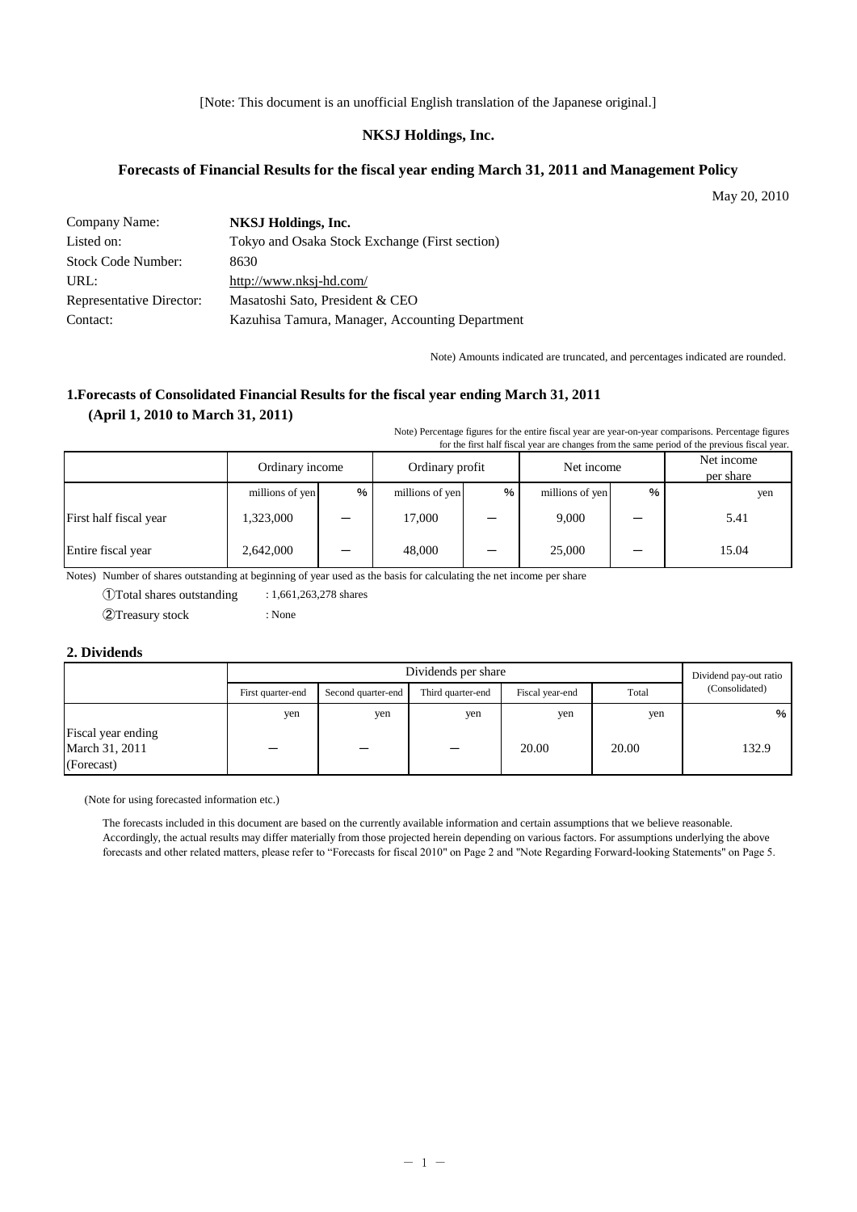[Note: This document is an unofficial English translation of the Japanese original.]

**NKSJ Holdings, Inc.**

## Forecasts of Financial Results for the fiscal year ending March 31, 2011 and Management Policy

May 20, 2010

| | |
|---|---|
| Company Name: | **NKSJ Holdings, Inc.** |
| Listed on: | Tokyo and Osaka Stock Exchange (First section) |
| Stock Code Number: | 8630 |
| URL: | http://www.nksj-hd.com/ |
| Representative Director: | Masatoshi Sato, President & CEO |
| Contact: | Kazuhisa Tamura, Manager, Accounting Department |

Note) Amounts indicated are truncated, and percentages indicated are rounded.

### 1.Forecasts of Consolidated Financial Results for the fiscal year ending March 31, 2011 (April 1, 2010 to March 31, 2011)

Note) Percentage figures for the entire fiscal year are year-on-year comparisons. Percentage figures for the first half fiscal year are changes from the same period of the previous fiscal year.

| | Ordinary income | | Ordinary profit | | Net income | | Net income per share |
|---|---|---|---|---|---|---|---|
| | millions of yen | % | millions of yen | % | millions of yen | % | yen |
| First half fiscal year | 1,323,000 | − | 17,000 | − | 9,000 | − | 5.41 |
| Entire fiscal year | 2,642,000 | − | 48,000 | − | 25,000 | − | 15.04 |

Notes) Number of shares outstanding at beginning of year used as the basis for calculating the net income per share

①Total shares outstanding : 1,661,263,278 shares

②Treasury stock : None

### 2. Dividends

| | Dividends per share | | | | | Dividend pay-out ratio (Consolidated) |
|---|---|---|---|---|---|---|
| | First quarter-end | Second quarter-end | Third quarter-end | Fiscal year-end | Total | |
| | yen | yen | yen | yen | yen | % |
| Fiscal year ending March 31, 2011 (Forecast) | − | − | − | 20.00 | 20.00 | 132.9 |

(Note for using forecasted information etc.)

The forecasts included in this document are based on the currently available information and certain assumptions that we believe reasonable. Accordingly, the actual results may differ materially from those projected herein depending on various factors. For assumptions underlying the above forecasts and other related matters, please refer to "Forecasts for fiscal 2010" on Page 2 and "Note Regarding Forward-looking Statements" on Page 5.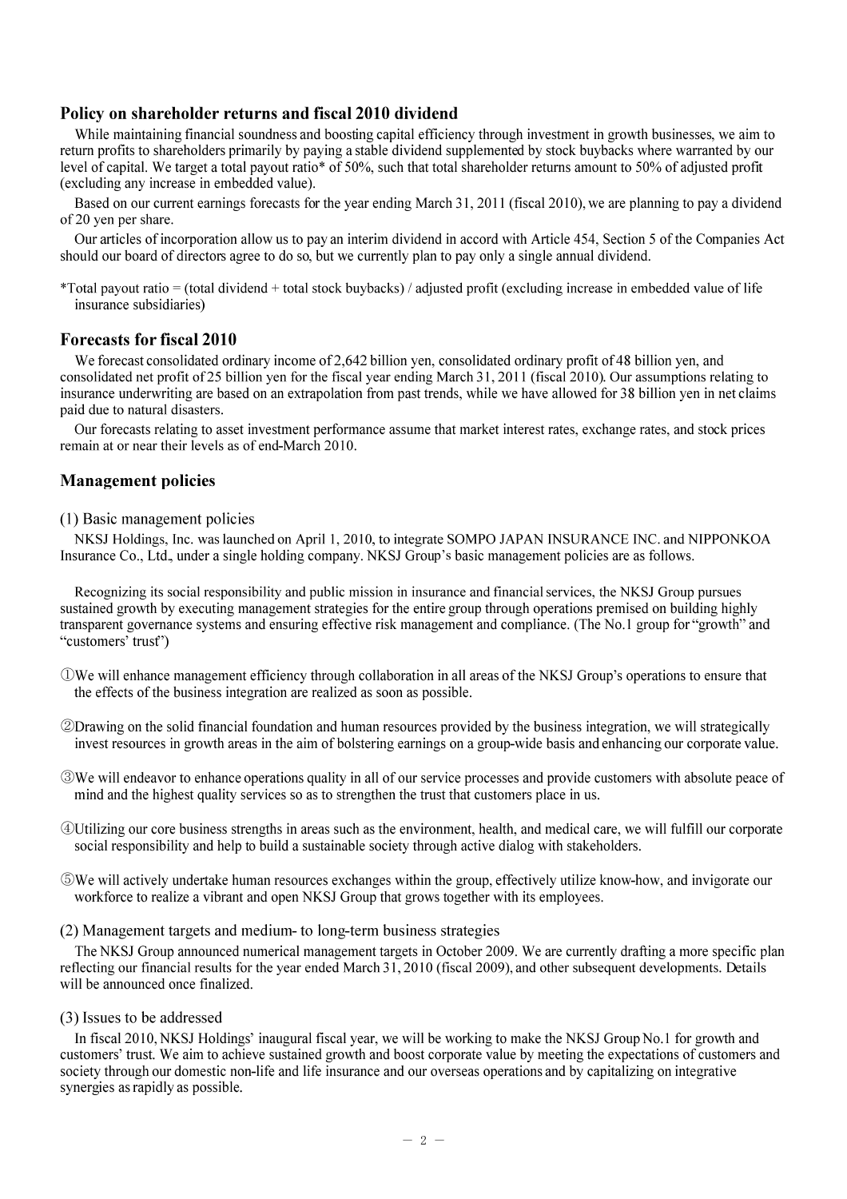## Policy on shareholder returns and fiscal 2010 dividend

While maintaining financial soundness and boosting capital efficiency through investment in growth businesses, we aim to return profits to shareholders primarily by paying a stable dividend supplemented by stock buybacks where warranted by our level of capital. We target a total payout ratio* of 50%, such that total shareholder returns amount to 50% of adjusted profit (excluding any increase in embedded value).

Based on our current earnings forecasts for the year ending March 31, 2011 (fiscal 2010), we are planning to pay a dividend of 20 yen per share.

Our articles of incorporation allow us to pay an interim dividend in accord with Article 454, Section 5 of the Companies Act should our board of directors agree to do so, but we currently plan to pay only a single annual dividend.

*Total payout ratio = (total dividend + total stock buybacks) / adjusted profit (excluding increase in embedded value of life insurance subsidiaries)

## Forecasts for fiscal 2010

We forecast consolidated ordinary income of 2,642 billion yen, consolidated ordinary profit of 48 billion yen, and consolidated net profit of 25 billion yen for the fiscal year ending March 31, 2011 (fiscal 2010). Our assumptions relating to insurance underwriting are based on an extrapolation from past trends, while we have allowed for 38 billion yen in net claims paid due to natural disasters.

Our forecasts relating to asset investment performance assume that market interest rates, exchange rates, and stock prices remain at or near their levels as of end-March 2010.

## Management policies

### (1) Basic management policies

NKSJ Holdings, Inc. was launched on April 1, 2010, to integrate SOMPO JAPAN INSURANCE INC. and NIPPONKOA Insurance Co., Ltd., under a single holding company. NKSJ Group's basic management policies are as follows.

Recognizing its social responsibility and public mission in insurance and financial services, the NKSJ Group pursues sustained growth by executing management strategies for the entire group through operations premised on building highly transparent governance systems and ensuring effective risk management and compliance. (The No.1 group for "growth" and "customers' trust")

①We will enhance management efficiency through collaboration in all areas of the NKSJ Group's operations to ensure that the effects of the business integration are realized as soon as possible.

②Drawing on the solid financial foundation and human resources provided by the business integration, we will strategically invest resources in growth areas in the aim of bolstering earnings on a group-wide basis and enhancing our corporate value.

③We will endeavor to enhance operations quality in all of our service processes and provide customers with absolute peace of mind and the highest quality services so as to strengthen the trust that customers place in us.

④Utilizing our core business strengths in areas such as the environment, health, and medical care, we will fulfill our corporate social responsibility and help to build a sustainable society through active dialog with stakeholders.

⑤We will actively undertake human resources exchanges within the group, effectively utilize know-how, and invigorate our workforce to realize a vibrant and open NKSJ Group that grows together with its employees.

### (2) Management targets and medium- to long-term business strategies

The NKSJ Group announced numerical management targets in October 2009. We are currently drafting a more specific plan reflecting our financial results for the year ended March 31, 2010 (fiscal 2009), and other subsequent developments. Details will be announced once finalized.

### (3) Issues to be addressed

In fiscal 2010, NKSJ Holdings' inaugural fiscal year, we will be working to make the NKSJ Group No.1 for growth and customers' trust. We aim to achieve sustained growth and boost corporate value by meeting the expectations of customers and society through our domestic non-life and life insurance and our overseas operations and by capitalizing on integrative synergies as rapidly as possible.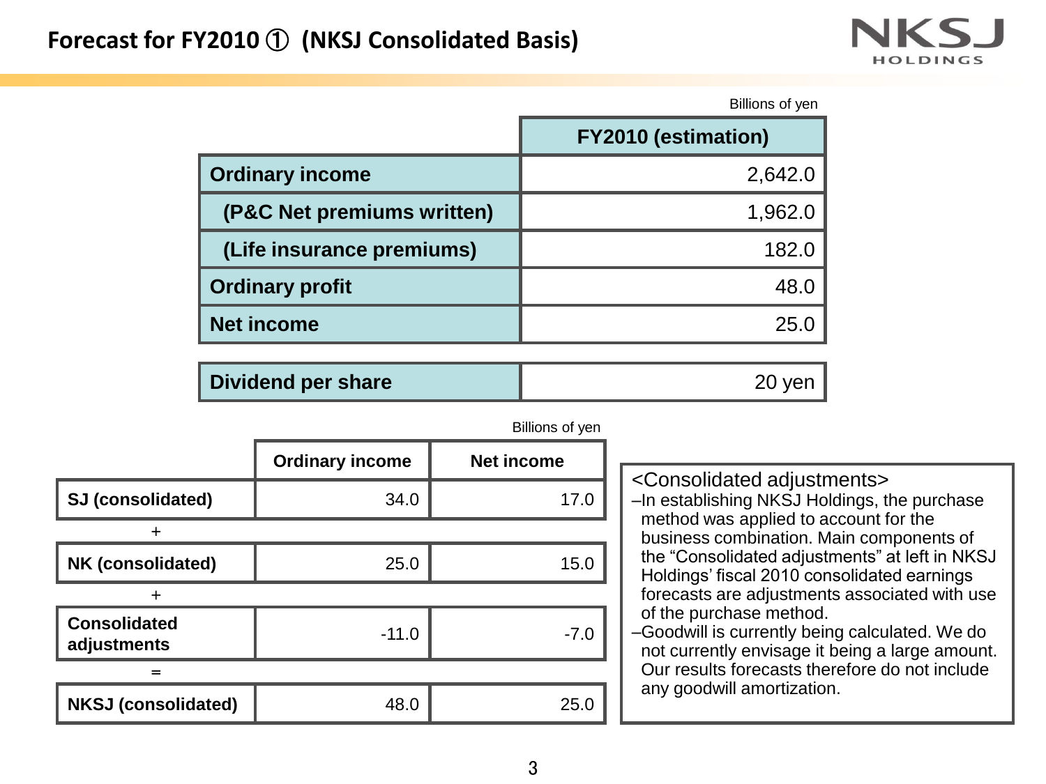# Forecast for FY2010 ① (NKSJ Consolidated Basis)

Billions of yen

| | FY2010 (estimation) |
|---|---|
| **Ordinary income** | 2,642.0 |
| **(P&C Net premiums written)** | 1,962.0 |
| **(Life insurance premiums)** | 182.0 |
| **Ordinary profit** | 48.0 |
| **Net income** | 25.0 |

| | |
|---|---|
| **Dividend per share** | 20 yen |

Billions of yen

| | Ordinary income | Net income |
|---|---|---|
| **SJ (consolidated)** | 34.0 | 17.0 |
| + | | |
| **NK (consolidated)** | 25.0 | 15.0 |
| + | | |
| **Consolidated adjustments** | -11.0 | -7.0 |
| = | | |
| **NKSJ (consolidated)** | 48.0 | 25.0 |

<Consolidated adjustments>

- In establishing NKSJ Holdings, the purchase method was applied to account for the business combination. Main components of the "Consolidated adjustments" at left in NKSJ Holdings' fiscal 2010 consolidated earnings forecasts are adjustments associated with use of the purchase method.
- Goodwill is currently being calculated. We do not currently envisage it being a large amount. Our results forecasts therefore do not include any goodwill amortization.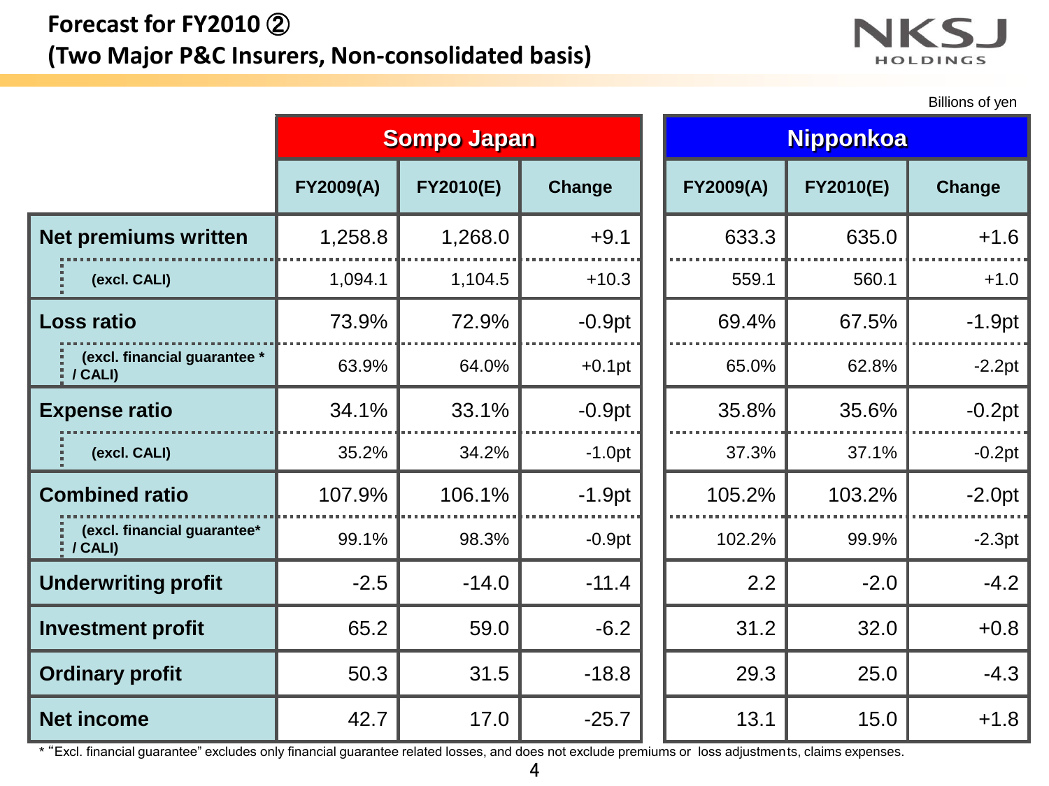# Forecast for FY2010 ②
## (Two Major P&C Insurers, Non-consolidated basis)

Billions of yen

| | Sompo Japan | | | Nipponkoa | | |
|---|---|---|---|---|---|---|
| | FY2009(A) | FY2010(E) | Change | FY2009(A) | FY2010(E) | Change |
| **Net premiums written** | 1,258.8 | 1,268.0 | +9.1 | 633.3 | 635.0 | +1.6 |
| (excl. CALI) | 1,094.1 | 1,104.5 | +10.3 | 559.1 | 560.1 | +1.0 |
| **Loss ratio** | 73.9% | 72.9% | -0.9pt | 69.4% | 67.5% | -1.9pt |
| (excl. financial guarantee * / CALI) | 63.9% | 64.0% | +0.1pt | 65.0% | 62.8% | -2.2pt |
| **Expense ratio** | 34.1% | 33.1% | -0.9pt | 35.8% | 35.6% | -0.2pt |
| (excl. CALI) | 35.2% | 34.2% | -1.0pt | 37.3% | 37.1% | -0.2pt |
| **Combined ratio** | 107.9% | 106.1% | -1.9pt | 105.2% | 103.2% | -2.0pt |
| (excl. financial guarantee* / CALI) | 99.1% | 98.3% | -0.9pt | 102.2% | 99.9% | -2.3pt |
| **Underwriting profit** | -2.5 | -14.0 | -11.4 | 2.2 | -2.0 | -4.2 |
| **Investment profit** | 65.2 | 59.0 | -6.2 | 31.2 | 32.0 | +0.8 |
| **Ordinary profit** | 50.3 | 31.5 | -18.8 | 29.3 | 25.0 | -4.3 |
| **Net income** | 42.7 | 17.0 | -25.7 | 13.1 | 15.0 | +1.8 |

* "Excl. financial guarantee" excludes only financial guarantee related losses, and does not exclude premiums or loss adjustments, claims expenses.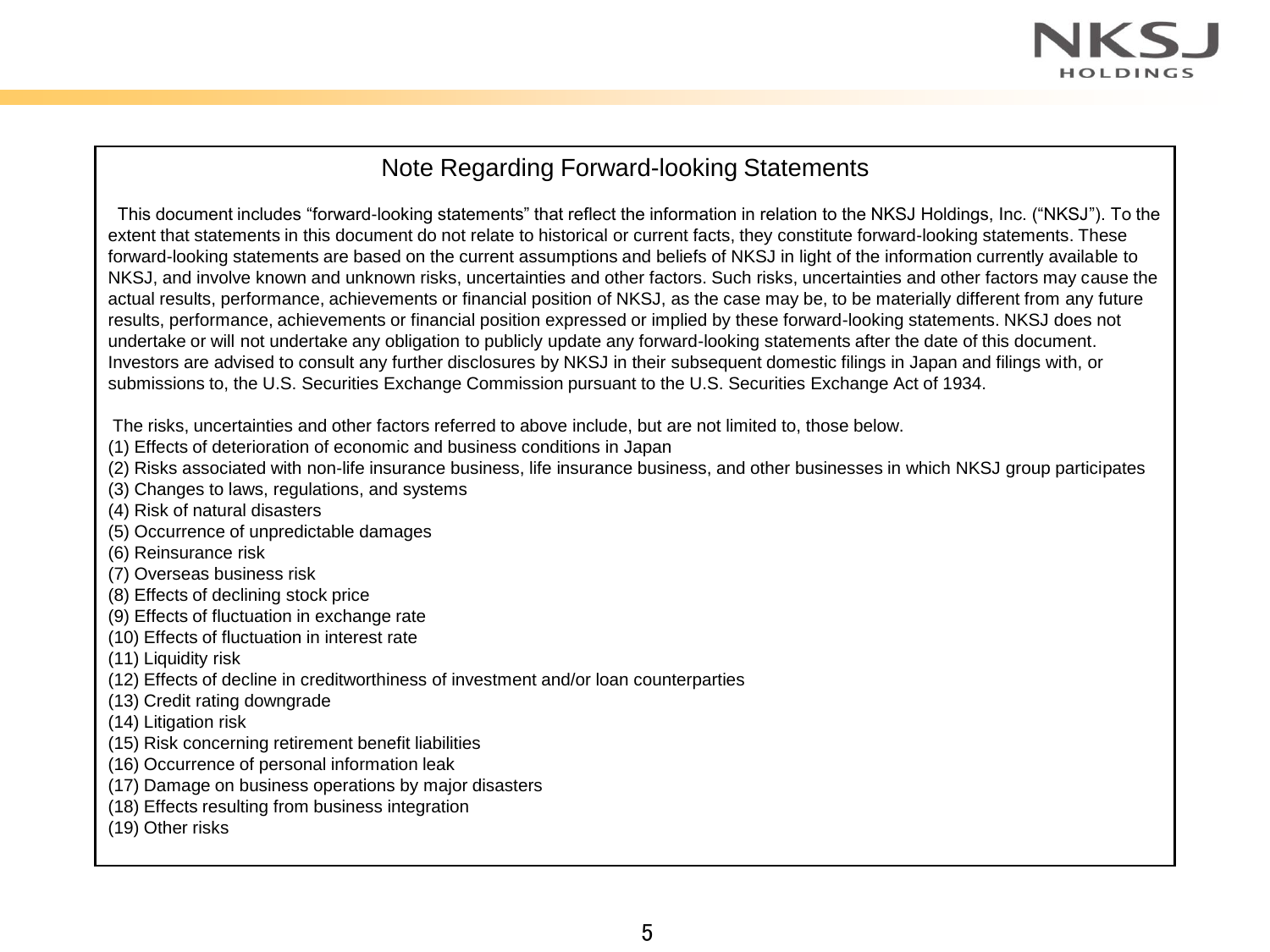## Note Regarding Forward-looking Statements

This document includes “forward-looking statements” that reflect the information in relation to the NKSJ Holdings, Inc. (“NKSJ”). To the extent that statements in this document do not relate to historical or current facts, they constitute forward-looking statements. These forward-looking statements are based on the current assumptions and beliefs of NKSJ in light of the information currently available to NKSJ, and involve known and unknown risks, uncertainties and other factors. Such risks, uncertainties and other factors may cause the actual results, performance, achievements or financial position of NKSJ, as the case may be, to be materially different from any future results, performance, achievements or financial position expressed or implied by these forward-looking statements. NKSJ does not undertake or will not undertake any obligation to publicly update any forward-looking statements after the date of this document. Investors are advised to consult any further disclosures by NKSJ in their subsequent domestic filings in Japan and filings with, or submissions to, the U.S. Securities Exchange Commission pursuant to the U.S. Securities Exchange Act of 1934.

The risks, uncertainties and other factors referred to above include, but are not limited to, those below.

(1) Effects of deterioration of economic and business conditions in Japan
(2) Risks associated with non-life insurance business, life insurance business, and other businesses in which NKSJ group participates
(3) Changes to laws, regulations, and systems
(4) Risk of natural disasters
(5) Occurrence of unpredictable damages
(6) Reinsurance risk
(7) Overseas business risk
(8) Effects of declining stock price
(9) Effects of fluctuation in exchange rate
(10) Effects of fluctuation in interest rate
(11) Liquidity risk
(12) Effects of decline in creditworthiness of investment and/or loan counterparties
(13) Credit rating downgrade
(14) Litigation risk
(15) Risk concerning retirement benefit liabilities
(16) Occurrence of personal information leak
(17) Damage on business operations by major disasters
(18) Effects resulting from business integration
(19) Other risks